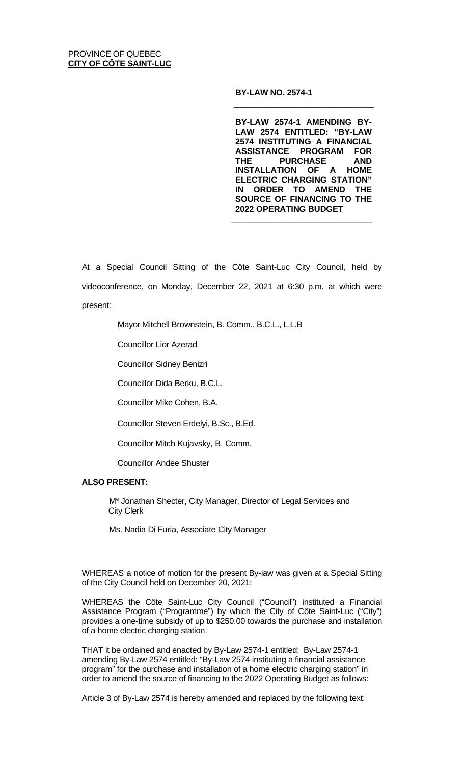PROVINCE OF QUEBEC
**CITY OF CÔTE SAINT-LUC**

**BY-LAW NO. 2574-1**

---

**BY-LAW 2574-1 AMENDING BY-LAW 2574 ENTITLED: "BY-LAW 2574 INSTITUTING A FINANCIAL ASSISTANCE PROGRAM FOR THE PURCHASE AND INSTALLATION OF A HOME ELECTRIC CHARGING STATION" IN ORDER TO AMEND THE SOURCE OF FINANCING TO THE 2022 OPERATING BUDGET**

---

At a Special Council Sitting of the Côte Saint-Luc City Council, held by videoconference, on Monday, December 22, 2021 at 6:30 p.m. at which were present:

Mayor Mitchell Brownstein, B. Comm., B.C.L., L.L.B

Councillor Lior Azerad

Councillor Sidney Benizri

Councillor Dida Berku, B.C.L.

Councillor Mike Cohen, B.A.

Councillor Steven Erdelyi, B.Sc., B.Ed.

Councillor Mitch Kujavsky, B. Comm.

Councillor Andee Shuster

**ALSO PRESENT:**

Me Jonathan Shecter, City Manager, Director of Legal Services and City Clerk

Ms. Nadia Di Furia, Associate City Manager

WHEREAS a notice of motion for the present By-law was given at a Special Sitting of the City Council held on December 20, 2021;

WHEREAS the Côte Saint-Luc City Council ("Council") instituted a Financial Assistance Program ("Programme") by which the City of Côte Saint-Luc ("City") provides a one-time subsidy of up to $250.00 towards the purchase and installation of a home electric charging station.

THAT it be ordained and enacted by By-Law 2574-1 entitled: By-Law 2574-1 amending By-Law 2574 entitled: "By-Law 2574 instituting a financial assistance program" for the purchase and installation of a home electric charging station" in order to amend the source of financing to the 2022 Operating Budget as follows:

Article 3 of By-Law 2574 is hereby amended and replaced by the following text: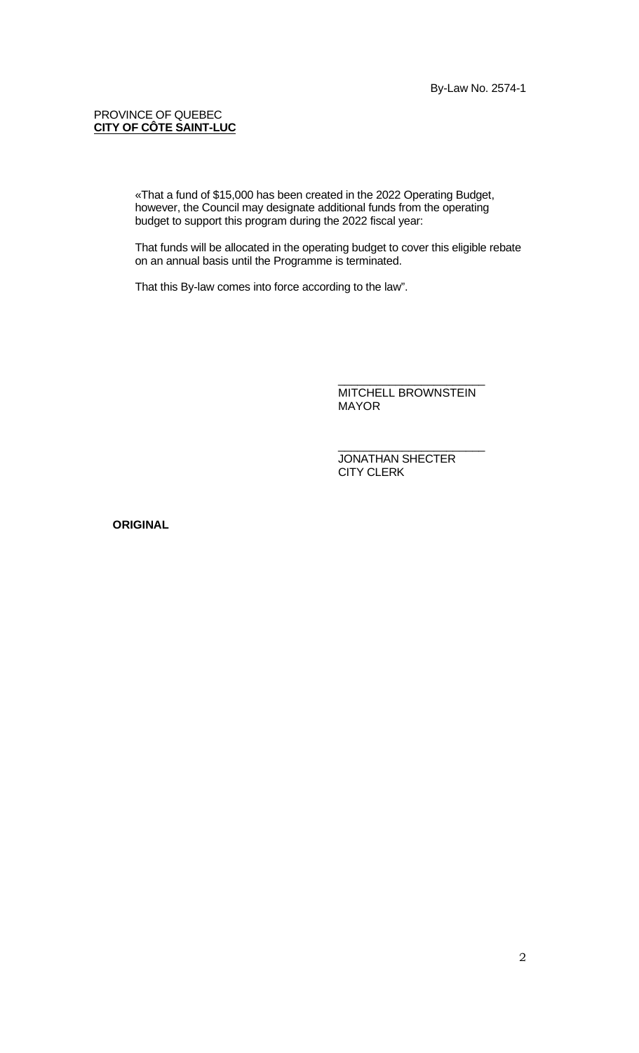By-Law No. 2574-1

PROVINCE OF QUEBEC
**CITY OF CÔTE SAINT-LUC**

«That a fund of $15,000 has been created in the 2022 Operating Budget, however, the Council may designate additional funds from the operating budget to support this program during the 2022 fiscal year:

That funds will be allocated in the operating budget to cover this eligible rebate on an annual basis until the Programme is terminated.

That this By-law comes into force according to the law".

\_\_\_\_\_\_\_\_\_\_\_\_\_\_\_\_\_\_\_\_\_\_\_\_
MITCHELL BROWNSTEIN
MAYOR

\_\_\_\_\_\_\_\_\_\_\_\_\_\_\_\_\_\_\_\_\_\_\_\_
JONATHAN SHECTER
CITY CLERK

**ORIGINAL**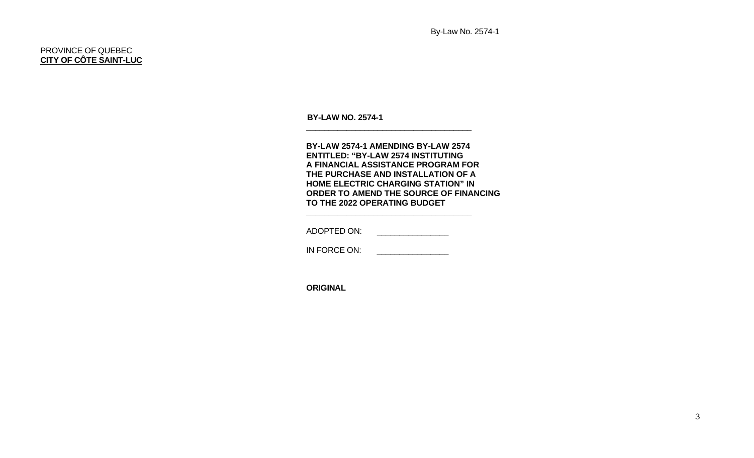PROVINCE OF QUEBEC
**CITY OF CÔTE SAINT-LUC**

**BY-LAW NO. 2574-1**

---

**BY-LAW 2574-1 AMENDING BY-LAW 2574 ENTITLED: "BY-LAW 2574 INSTITUTING A FINANCIAL ASSISTANCE PROGRAM FOR THE PURCHASE AND INSTALLATION OF A HOME ELECTRIC CHARGING STATION" IN ORDER TO AMEND THE SOURCE OF FINANCING TO THE 2022 OPERATING BUDGET**

---

ADOPTED ON: _______________

IN FORCE ON: _______________

**ORIGINAL**